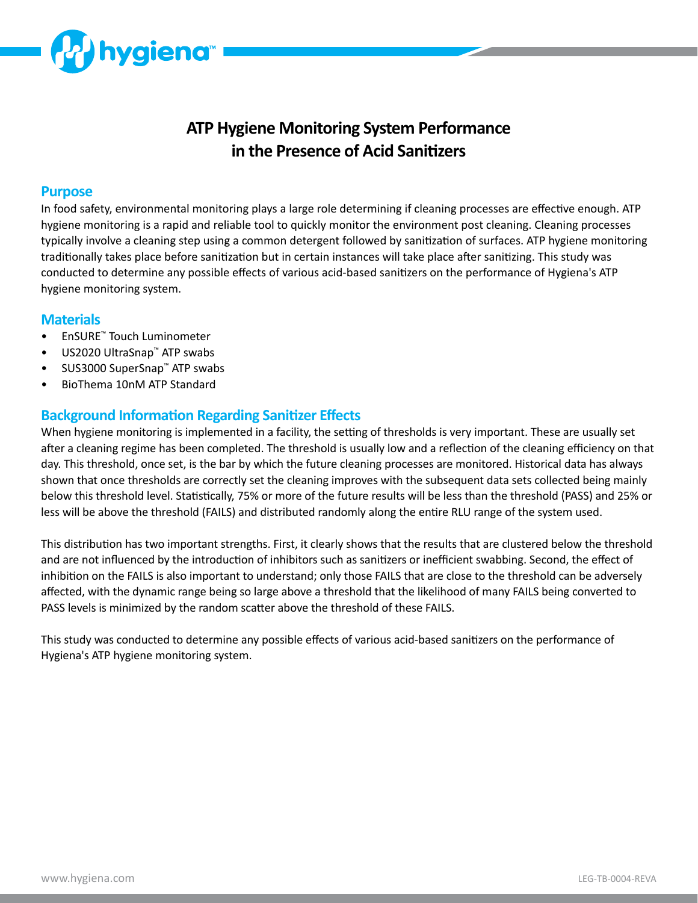# ATP Hygiene Monitoring System Performance in the Presence of Acid Sanitizers

## Purpose

In food safety, environmental monitoring plays a large role determining if cleaning processes are effective enough. ATP hygiene monitoring is a rapid and reliable tool to quickly monitor the environment post cleaning. Cleaning processes typically involve a cleaning step using a common detergent followed by sanitization of surfaces. ATP hygiene monitoring traditionally takes place before sanitization but in certain instances will take place after sanitizing. This study was conducted to determine any possible effects of various acid-based sanitizers on the performance of Hygiena's ATP hygiene monitoring system.

## Materials

- EnSURE™ Touch Luminometer
- US2020 UltraSnap™ ATP swabs
- SUS3000 SuperSnap™ ATP swabs
- BioThema 10nM ATP Standard

## Background Information Regarding Sanitizer Effects

When hygiene monitoring is implemented in a facility, the setting of thresholds is very important. These are usually set after a cleaning regime has been completed. The threshold is usually low and a reflection of the cleaning efficiency on that day. This threshold, once set, is the bar by which the future cleaning processes are monitored. Historical data has always shown that once thresholds are correctly set the cleaning improves with the subsequent data sets collected being mainly below this threshold level. Statistically, 75% or more of the future results will be less than the threshold (PASS) and 25% or less will be above the threshold (FAILS) and distributed randomly along the entire RLU range of the system used.

This distribution has two important strengths. First, it clearly shows that the results that are clustered below the threshold and are not influenced by the introduction of inhibitors such as sanitizers or inefficient swabbing. Second, the effect of inhibition on the FAILS is also important to understand; only those FAILS that are close to the threshold can be adversely affected, with the dynamic range being so large above a threshold that the likelihood of many FAILS being converted to PASS levels is minimized by the random scatter above the threshold of these FAILS.

This study was conducted to determine any possible effects of various acid-based sanitizers on the performance of Hygiena's ATP hygiene monitoring system.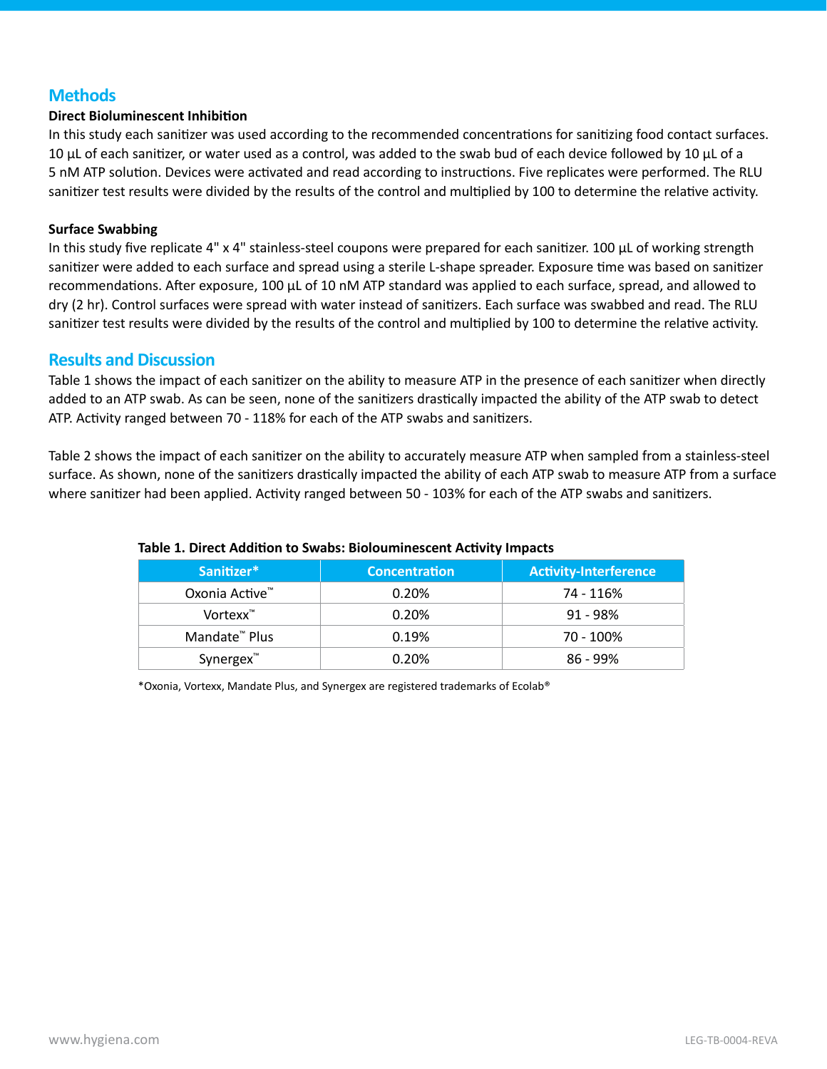## Methods

### Direct Bioluminescent Inhibition

In this study each sanitizer was used according to the recommended concentrations for sanitizing food contact surfaces. 10 µL of each sanitizer, or water used as a control, was added to the swab bud of each device followed by 10 µL of a 5 nM ATP solution. Devices were activated and read according to instructions. Five replicates were performed. The RLU sanitizer test results were divided by the results of the control and multiplied by 100 to determine the relative activity.

### Surface Swabbing

In this study five replicate 4" x 4" stainless-steel coupons were prepared for each sanitizer. 100 µL of working strength sanitizer were added to each surface and spread using a sterile L-shape spreader. Exposure time was based on sanitizer recommendations. After exposure, 100 µL of 10 nM ATP standard was applied to each surface, spread, and allowed to dry (2 hr). Control surfaces were spread with water instead of sanitizers. Each surface was swabbed and read. The RLU sanitizer test results were divided by the results of the control and multiplied by 100 to determine the relative activity.

## Results and Discussion

Table 1 shows the impact of each sanitizer on the ability to measure ATP in the presence of each sanitizer when directly added to an ATP swab. As can be seen, none of the sanitizers drastically impacted the ability of the ATP swab to detect ATP. Activity ranged between 70 - 118% for each of the ATP swabs and sanitizers.

Table 2 shows the impact of each sanitizer on the ability to accurately measure ATP when sampled from a stainless-steel surface. As shown, none of the sanitizers drastically impacted the ability of each ATP swab to measure ATP from a surface where sanitizer had been applied. Activity ranged between 50 - 103% for each of the ATP swabs and sanitizers.

**Table 1. Direct Addition to Swabs: Biolouminescent Activity Impacts**

| Sanitizer* | Concentration | Activity-Interference |
|---|---|---|
| Oxonia Active™ | 0.20% | 74 - 116% |
| Vortexx™ | 0.20% | 91 - 98% |
| Mandate™ Plus | 0.19% | 70 - 100% |
| Synergex™ | 0.20% | 86 - 99% |

*Oxonia, Vortexx, Mandate Plus, and Synergex are registered trademarks of Ecolab®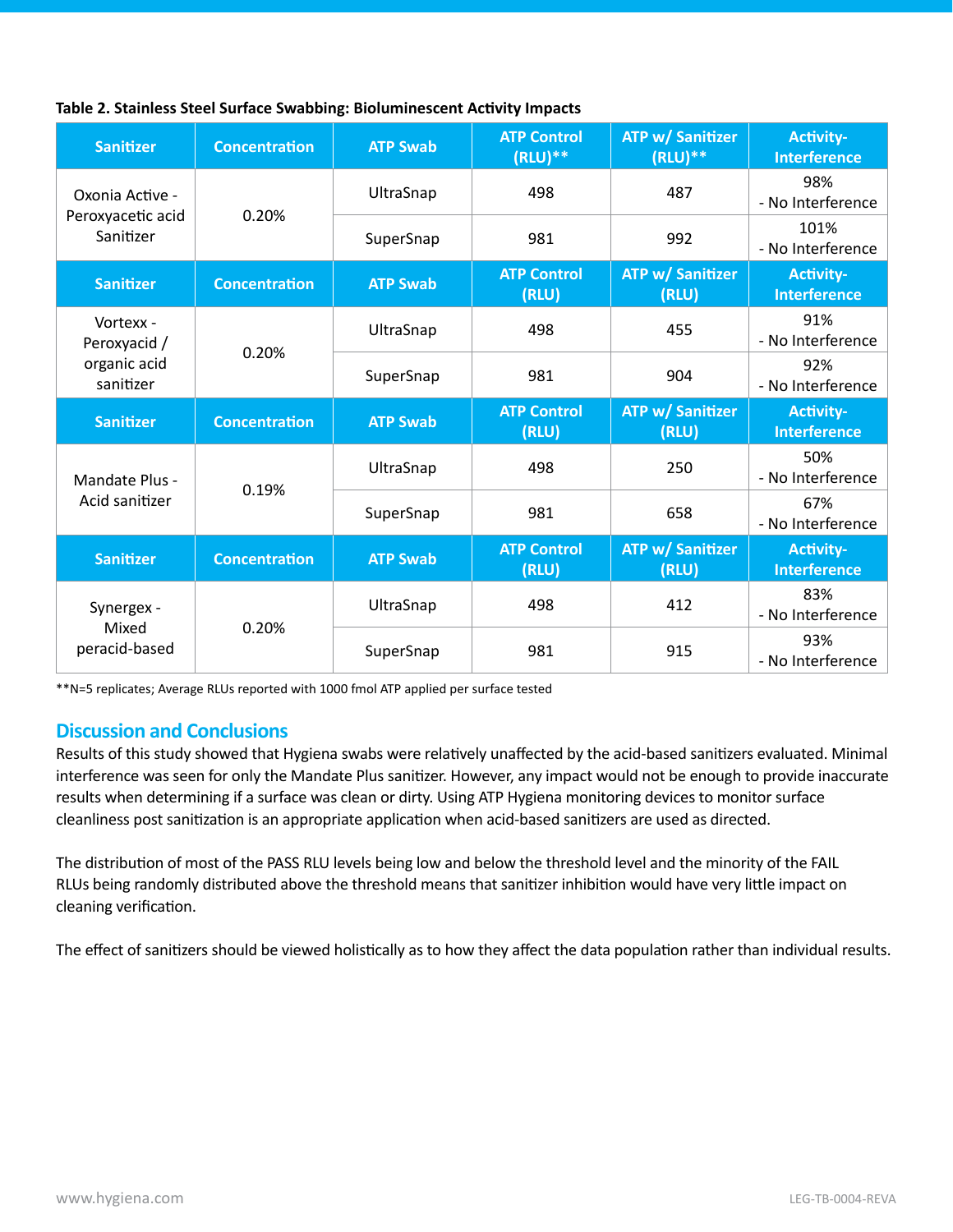**Table 2. Stainless Steel Surface Swabbing: Bioluminescent Activity Impacts**

| Sanitizer | Concentration | ATP Swab | ATP Control (RLU)** | ATP w/ Sanitizer (RLU)** | Activity-Interference |
|---|---|---|---|---|---|
| Oxonia Active - Peroxyacetic acid Sanitizer | 0.20% | UltraSnap | 498 | 487 | 98% - No Interference |
| | | SuperSnap | 981 | 992 | 101% - No Interference |
| **Sanitizer** | **Concentration** | **ATP Swab** | **ATP Control (RLU)** | **ATP w/ Sanitizer (RLU)** | **Activity-Interference** |
| Vortexx - Peroxyacid / organic acid sanitizer | 0.20% | UltraSnap | 498 | 455 | 91% - No Interference |
| | | SuperSnap | 981 | 904 | 92% - No Interference |
| **Sanitizer** | **Concentration** | **ATP Swab** | **ATP Control (RLU)** | **ATP w/ Sanitizer (RLU)** | **Activity-Interference** |
| Mandate Plus - Acid sanitizer | 0.19% | UltraSnap | 498 | 250 | 50% - No Interference |
| | | SuperSnap | 981 | 658 | 67% - No Interference |
| **Sanitizer** | **Concentration** | **ATP Swab** | **ATP Control (RLU)** | **ATP w/ Sanitizer (RLU)** | **Activity-Interference** |
| Synergex - Mixed peracid-based | 0.20% | UltraSnap | 498 | 412 | 83% - No Interference |
| | | SuperSnap | 981 | 915 | 93% - No Interference |

**N=5 replicates; Average RLUs reported with 1000 fmol ATP applied per surface tested

## Discussion and Conclusions

Results of this study showed that Hygiena swabs were relatively unaffected by the acid-based sanitizers evaluated. Minimal interference was seen for only the Mandate Plus sanitizer. However, any impact would not be enough to provide inaccurate results when determining if a surface was clean or dirty. Using ATP Hygiena monitoring devices to monitor surface cleanliness post sanitization is an appropriate application when acid-based sanitizers are used as directed.

The distribution of most of the PASS RLU levels being low and below the threshold level and the minority of the FAIL RLUs being randomly distributed above the threshold means that sanitizer inhibition would have very little impact on cleaning verification.

The effect of sanitizers should be viewed holistically as to how they affect the data population rather than individual results.